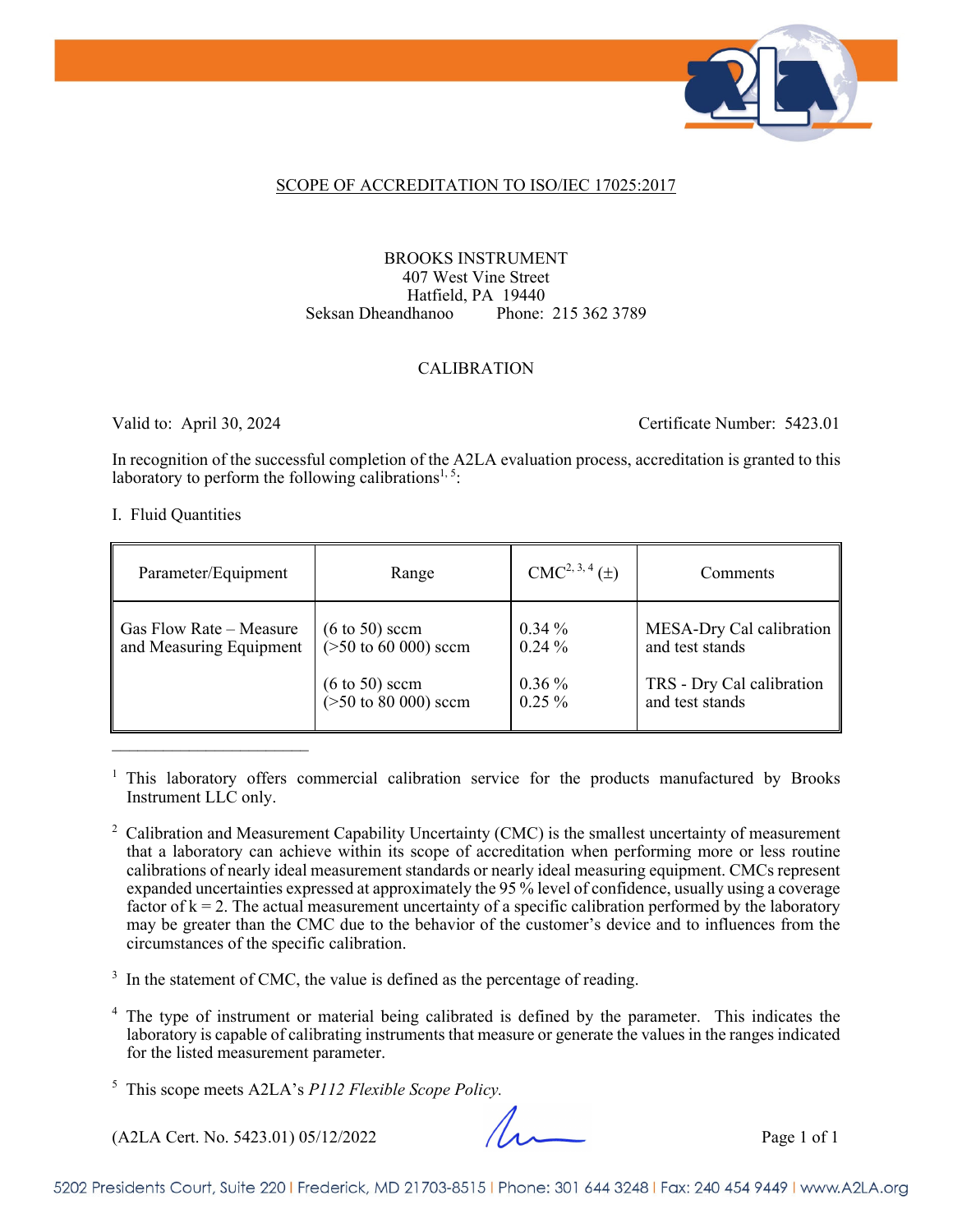SCOPE OF ACCREDITATION TO ISO/IEC 17025:2017

BROOKS INSTRUMENT
407 West Vine Street
Hatfield, PA 19440
Seksan Dheandhanoo Phone: 215 362 3789

CALIBRATION

Valid to: April 30, 2024 Certificate Number: 5423.01

In recognition of the successful completion of the A2LA evaluation process, accreditation is granted to this laboratory to perform the following calibrations[1, 5]:

I. Fluid Quantities

| Parameter/Equipment | Range | CMC[2, 3, 4] (±) | Comments |
|---|---|---|---|
| Gas Flow Rate – Measure and Measuring Equipment | (6 to 50) sccm<br>(>50 to 60 000) sccm | 0.34 %<br>0.24 % | MESA-Dry Cal calibration and test stands |
| | (6 to 50) sccm<br>(>50 to 80 000) sccm | 0.36 %<br>0.25 % | TRS - Dry Cal calibration and test stands |

[1] This laboratory offers commercial calibration service for the products manufactured by Brooks Instrument LLC only.

[2] Calibration and Measurement Capability Uncertainty (CMC) is the smallest uncertainty of measurement that a laboratory can achieve within its scope of accreditation when performing more or less routine calibrations of nearly ideal measurement standards or nearly ideal measuring equipment. CMCs represent expanded uncertainties expressed at approximately the 95 % level of confidence, usually using a coverage factor of k = 2. The actual measurement uncertainty of a specific calibration performed by the laboratory may be greater than the CMC due to the behavior of the customer's device and to influences from the circumstances of the specific calibration.

[3] In the statement of CMC, the value is defined as the percentage of reading.

[4] The type of instrument or material being calibrated is defined by the parameter. This indicates the laboratory is capable of calibrating instruments that measure or generate the values in the ranges indicated for the listed measurement parameter.

[5] This scope meets A2LA's *P112 Flexible Scope Policy.*

(A2LA Cert. No. 5423.01) 05/12/2022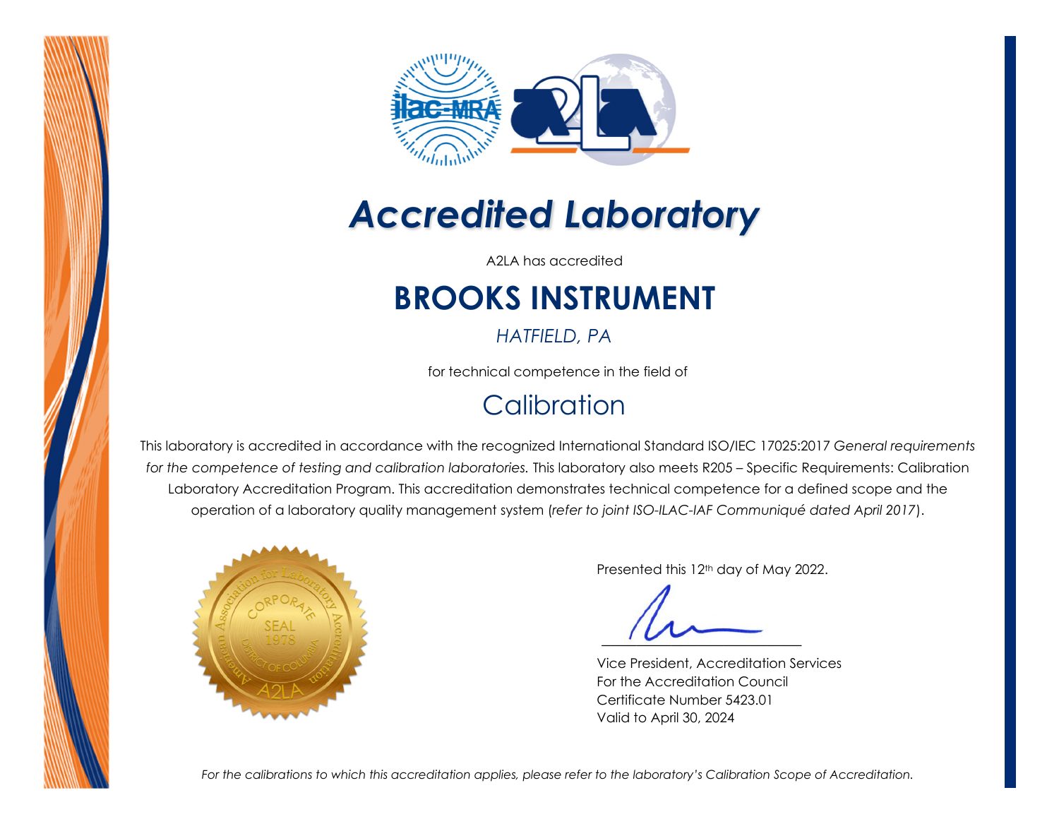# *Accredited Laboratory*

A2LA has accredited

## BROOKS INSTRUMENT

*HATFIELD, PA*

for technical competence in the field of

## Calibration

This laboratory is accredited in accordance with the recognized International Standard ISO/IEC 17025:2017 *General requirements for the competence of testing and calibration laboratories.* This laboratory also meets R205 – Specific Requirements: Calibration Laboratory Accreditation Program. This accreditation demonstrates technical competence for a defined scope and the operation of a laboratory quality management system (*refer to joint ISO-ILAC-IAF Communiqué dated April 2017*).

Presented this 12th day of May 2022.

Vice President, Accreditation Services
For the Accreditation Council
Certificate Number 5423.01
Valid to April 30, 2024

*For the calibrations to which this accreditation applies, please refer to the laboratory's Calibration Scope of Accreditation.*